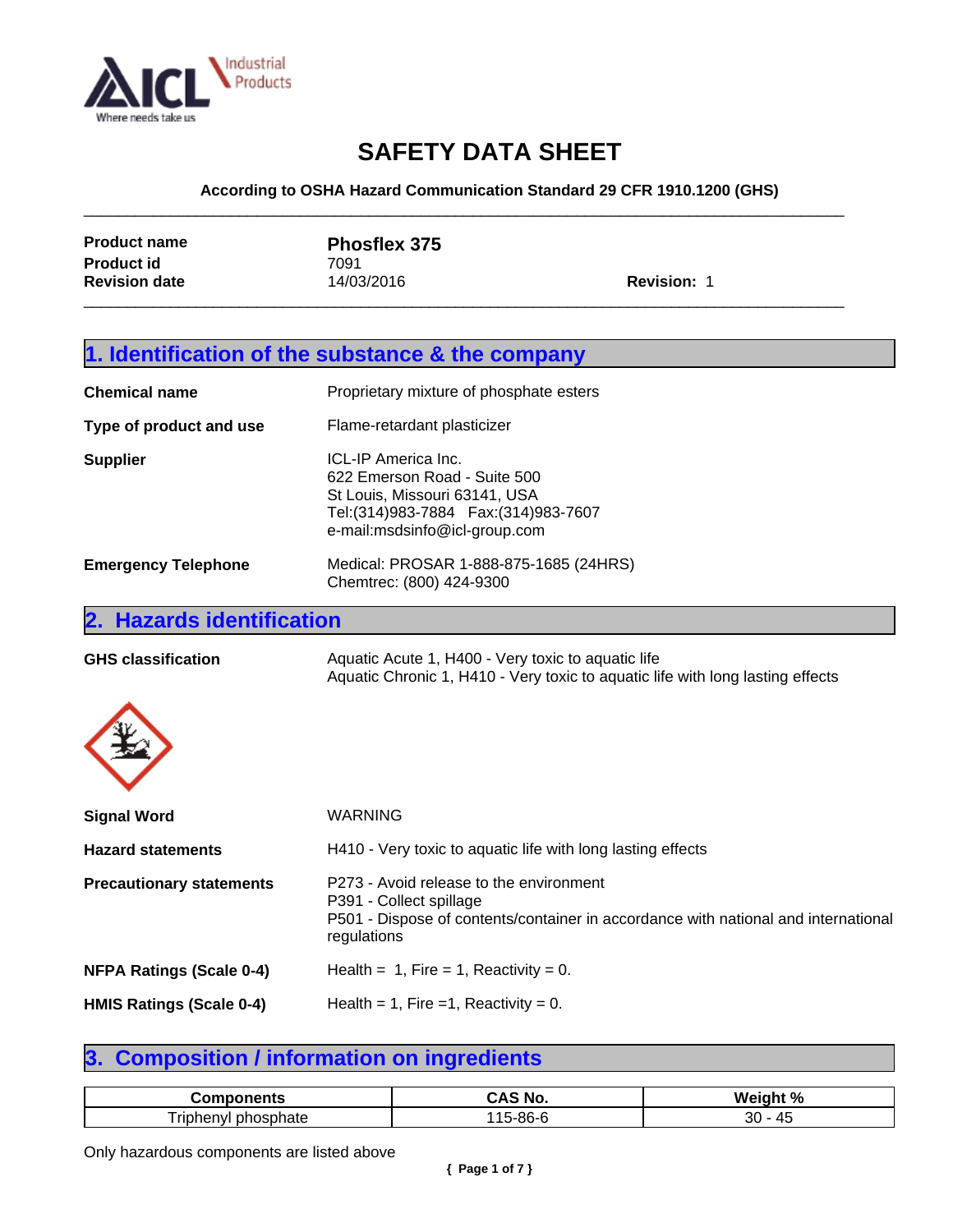# SAFETY DATA SHEET

**According to OSHA Hazard Communication Standard 29 CFR 1910.200 (GHS)**

| | | |
|---|---|---|
| **Product name** | **Phosflex 375** | |
| **Product id** | 7091 | |
| **Revision date** | 14/03/2016 | **Revision:** 1 |

## 1. Identification of the substance & the company

**Chemical name** Proprietary mixture of phosphate esters

**Type of product and use** Flame-retardant plasticizer

**Supplier**
ICL-IP America Inc.
622 Emerson Road - Suite 500
St Louis, Missouri 63141, USA
Tel:(314)983-7884 Fax:(314)983-7607
e-mail:msdsinfo@icl-group.com

**Emergency Telephone**
Medical: PROSAR 1-888-875-1685 (24HRS)
Chemtrec: (800) 424-9300

## 2. Hazards identification

**GHS classification**
Aquatic Acute 1, H400 - Very toxic to aquatic life
Aquatic Chronic 1, H410 - Very toxic to aquatic life with long lasting effects

**Signal Word** WARNING

**Hazard statements** H410 - Very toxic to aquatic life with long lasting effects

**Precautionary statements**
P273 - Avoid release to the environment
P391 - Collect spillage
P501 - Dispose of contents/container in accordance with national and international regulations

**NFPA Ratings (Scale 0-4)** Health = 1, Fire = 1, Reactivity = 0.

**HMIS Ratings (Scale 0-4)** Health = 1, Fire =1, Reactivity = 0.

## 3. Composition / information on ingredients

| Components | CAS No. | Weight % |
|---|---|---|
| Triphenyl phosphate | 115-86-6 | 30 - 45 |

Only hazardous components are listed above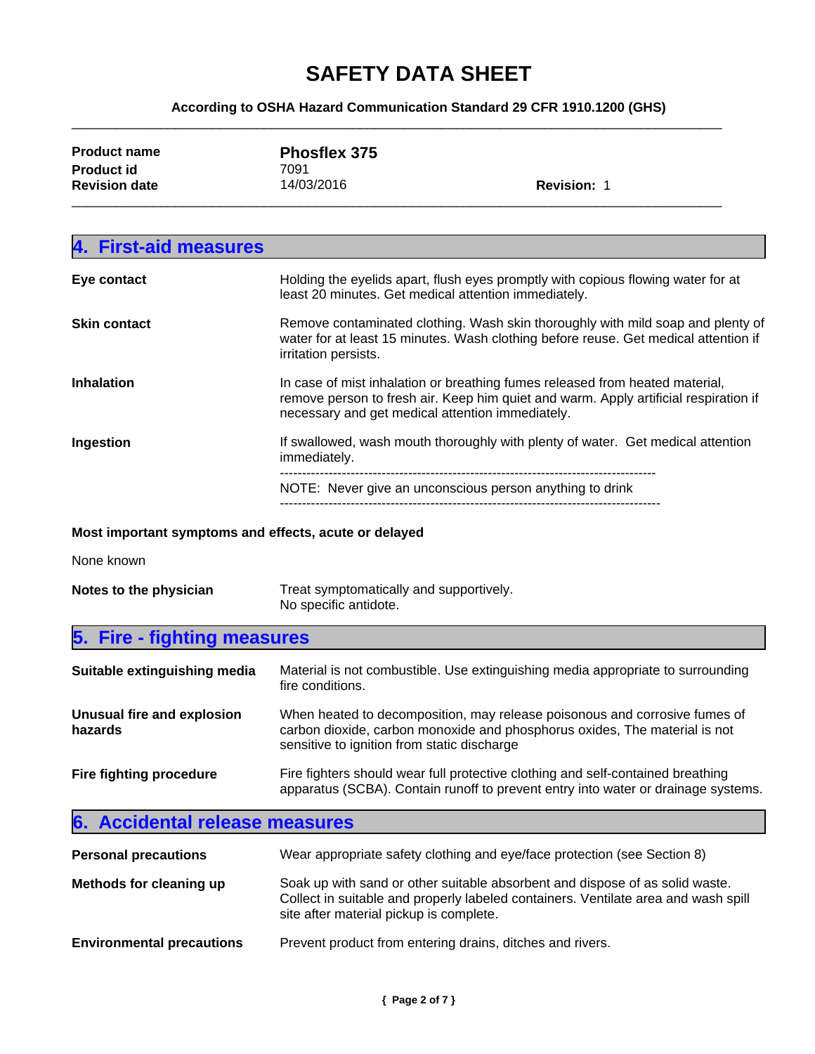# SAFETY DATA SHEET

**According to OSHA Hazard Communication Standard 29 CFR 1910.1200 (GHS)**

| | | |
|---|---|---|
| **Product name** | **Phosflex 375** | |
| **Product id** | 7091 | |
| **Revision date** | 14/03/2016 | **Revision:** 1 |

## 4. First-aid measures

**Eye contact**
Holding the eyelids apart, flush eyes promptly with copious flowing water for at least 20 minutes. Get medical attention immediately.

**Skin contact**
Remove contaminated clothing. Wash skin thoroughly with mild soap and plenty of water for at least 15 minutes. Wash clothing before reuse. Get medical attention if irritation persists.

**Inhalation**
In case of mist inhalation or breathing fumes released from heated material, remove person to fresh air. Keep him quiet and warm. Apply artificial respiration if necessary and get medical attention immediately.

**Ingestion**
If swallowed, wash mouth thoroughly with plenty of water. Get medical attention immediately.

---

NOTE: Never give an unconscious person anything to drink

---

**Most important symptoms and effects, acute or delayed**

None known

**Notes to the physician**
Treat symptomatically and supportively.
No specific antidote.

## 5. Fire - fighting measures

**Suitable extinguishing media**
Material is not combustible. Use extinguishing media appropriate to surrounding fire conditions.

**Unusual fire and explosion hazards**
When heated to decomposition, may release poisonous and corrosive fumes of carbon dioxide, carbon monoxide and phosphorus oxides, The material is not sensitive to ignition from static discharge

**Fire fighting procedure**
Fire fighters should wear full protective clothing and self-contained breathing apparatus (SCBA). Contain runoff to prevent entry into water or drainage systems.

## 6. Accidental release measures

**Personal precautions**
Wear appropriate safety clothing and eye/face protection (see Section 8)

**Methods for cleaning up**
Soak up with sand or other suitable absorbent and dispose of as solid waste. Collect in suitable and properly labeled containers. Ventilate area and wash spill site after material pickup is complete.

**Environmental precautions**
Prevent product from entering drains, ditches and rivers.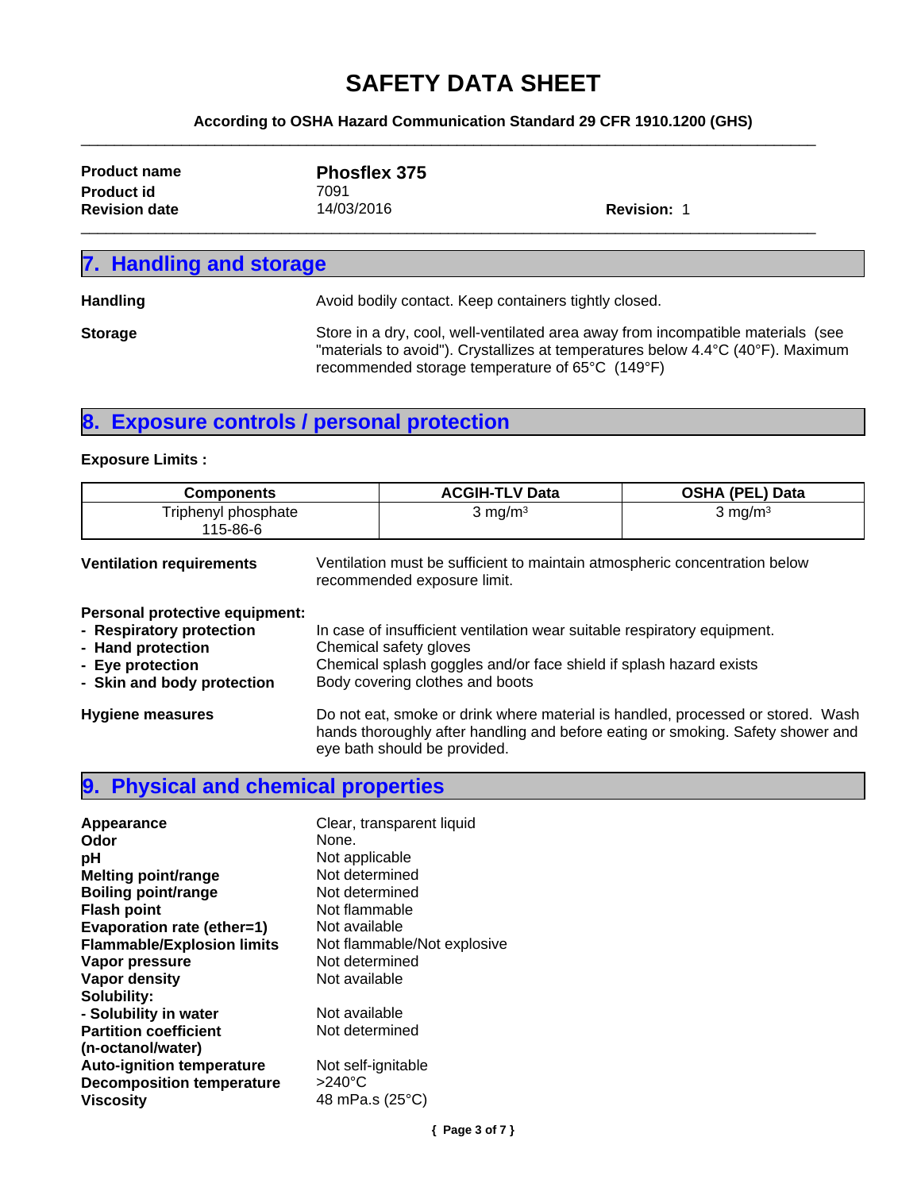# SAFETY DATA SHEET

**According to OSHA Hazard Communication Standard 29 CFR 1910.1200 (GHS)**

| | | |
|---|---|---|
| **Product name** | **Phosflex 375** | |
| **Product id** | 7091 | |
| **Revision date** | 14/03/2016 | **Revision:** 1 |

## 7. Handling and storage

**Handling** — Avoid bodily contact. Keep containers tightly closed.

**Storage** — Store in a dry, cool, well-ventilated area away from incompatible materials (see "materials to avoid"). Crystallizes at temperatures below 4.4°C (40°F). Maximum recommended storage temperature of 65°C (149°F)

## 8. Exposure controls / personal protection

**Exposure Limits :**

| Components | ACGIH-TLV Data | OSHA (PEL) Data |
|---|---|---|
| Triphenyl phosphate 115-86-6 | 3 mg/m³ | 3 mg/m³ |

**Ventilation requirements** — Ventilation must be sufficient to maintain atmospheric concentration below recommended exposure limit.

**Personal protective equipment:**
- **Respiratory protection** — In case of insufficient ventilation wear suitable respiratory equipment.
- **Hand protection** — Chemical safety gloves
- **Eye protection** — Chemical splash goggles and/or face shield if splash hazard exists
- **Skin and body protection** — Body covering clothes and boots

**Hygiene measures** — Do not eat, smoke or drink where material is handled, processed or stored. Wash hands thoroughly after handling and before eating or smoking. Safety shower and eye bath should be provided.

## 9. Physical and chemical properties

| | |
|---|---|
| **Appearance** | Clear, transparent liquid |
| **Odor** | None. |
| **pH** | Not applicable |
| **Melting point/range** | Not determined |
| **Boiling point/range** | Not determined |
| **Flash point** | Not flammable |
| **Evaporation rate (ether=1)** | Not available |
| **Flammable/Explosion limits** | Not flammable/Not explosive |
| **Vapor pressure** | Not determined |
| **Vapor density** | Not available |
| **Solubility:** | |
| **- Solubility in water** | Not available |
| **Partition coefficient (n-octanol/water)** | Not determined |
| **Auto-ignition temperature** | Not self-ignitable |
| **Decomposition temperature** | >240°C |
| **Viscosity** | 48 mPa.s (25°C) |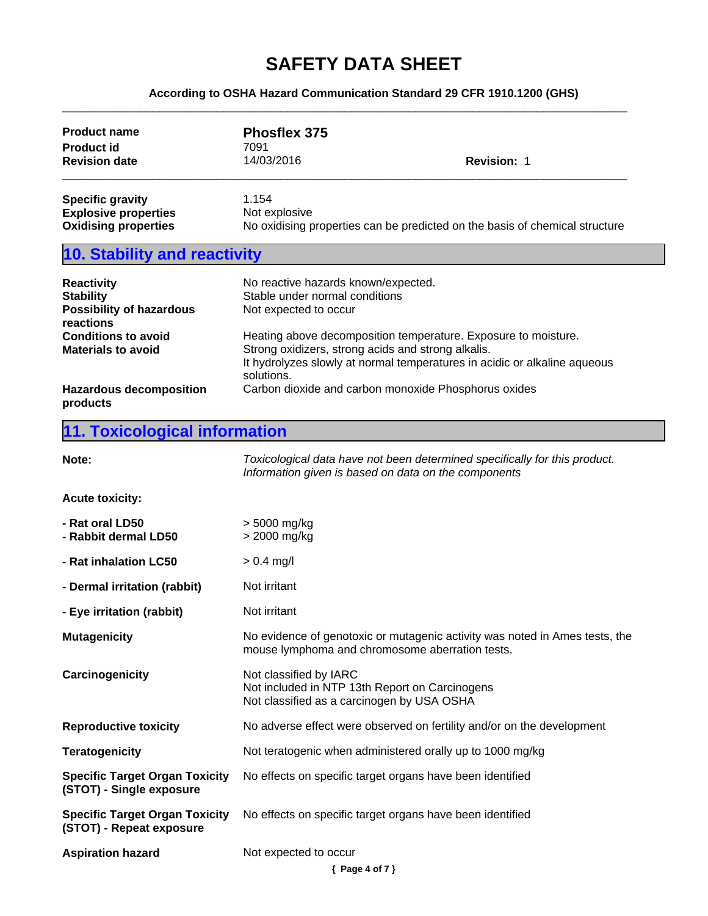# SAFETY DATA SHEET

**According to OSHA Hazard Communication Standard 29 CFR 1910.1200 (GHS)**

| | | |
|---|---|---|
| **Product name** | **Phosflex 375** | |
| **Product id** | 7091 | |
| **Revision date** | 14/03/2016 | **Revision:** 1 |

| | |
|---|---|
| **Specific gravity** | 1.154 |
| **Explosive properties** | Not explosive |
| **Oxidising properties** | No oxidising properties can be predicted on the basis of chemical structure |

## 10. Stability and reactivity

| | |
|---|---|
| **Reactivity** | No reactive hazards known/expected. |
| **Stability** | Stable under normal conditions |
| **Possibility of hazardous reactions** | Not expected to occur |
| **Conditions to avoid** | Heating above decomposition temperature. Exposure to moisture. |
| **Materials to avoid** | Strong oxidizers, strong acids and strong alkalis. It hydrolyzes slowly at normal temperatures in acidic or alkaline aqueous solutions. |
| **Hazardous decomposition products** | Carbon dioxide and carbon monoxide Phosphorus oxides |

## 11. Toxicological information

**Note:** *Toxicological data have not been determined specifically for this product. Information given is based on data on the components*

**Acute toxicity:**

| | |
|---|---|
| **- Rat oral LD50** | > 5000 mg/kg |
| **- Rabbit dermal LD50** | > 2000 mg/kg |
| **- Rat inhalation LC50** | > 0.4 mg/l |
| **- Dermal irritation (rabbit)** | Not irritant |
| **- Eye irritation (rabbit)** | Not irritant |
| **Mutagenicity** | No evidence of genotoxic or mutagenic activity was noted in Ames tests, the mouse lymphoma and chromosome aberration tests. |
| **Carcinogenicity** | Not classified by IARC<br>Not included in NTP 13th Report on Carcinogens<br>Not classified as a carcinogen by USA OSHA |
| **Reproductive toxicity** | No adverse effect were observed on fertility and/or on the development |
| **Teratogenicity** | Not teratogenic when administered orally up to 1000 mg/kg |
| **Specific Target Organ Toxicity (STOT) - Single exposure** | No effects on specific target organs have been identified |
| **Specific Target Organ Toxicity (STOT) - Repeat exposure** | No effects on specific target organs have been identified |
| **Aspiration hazard** | Not expected to occur |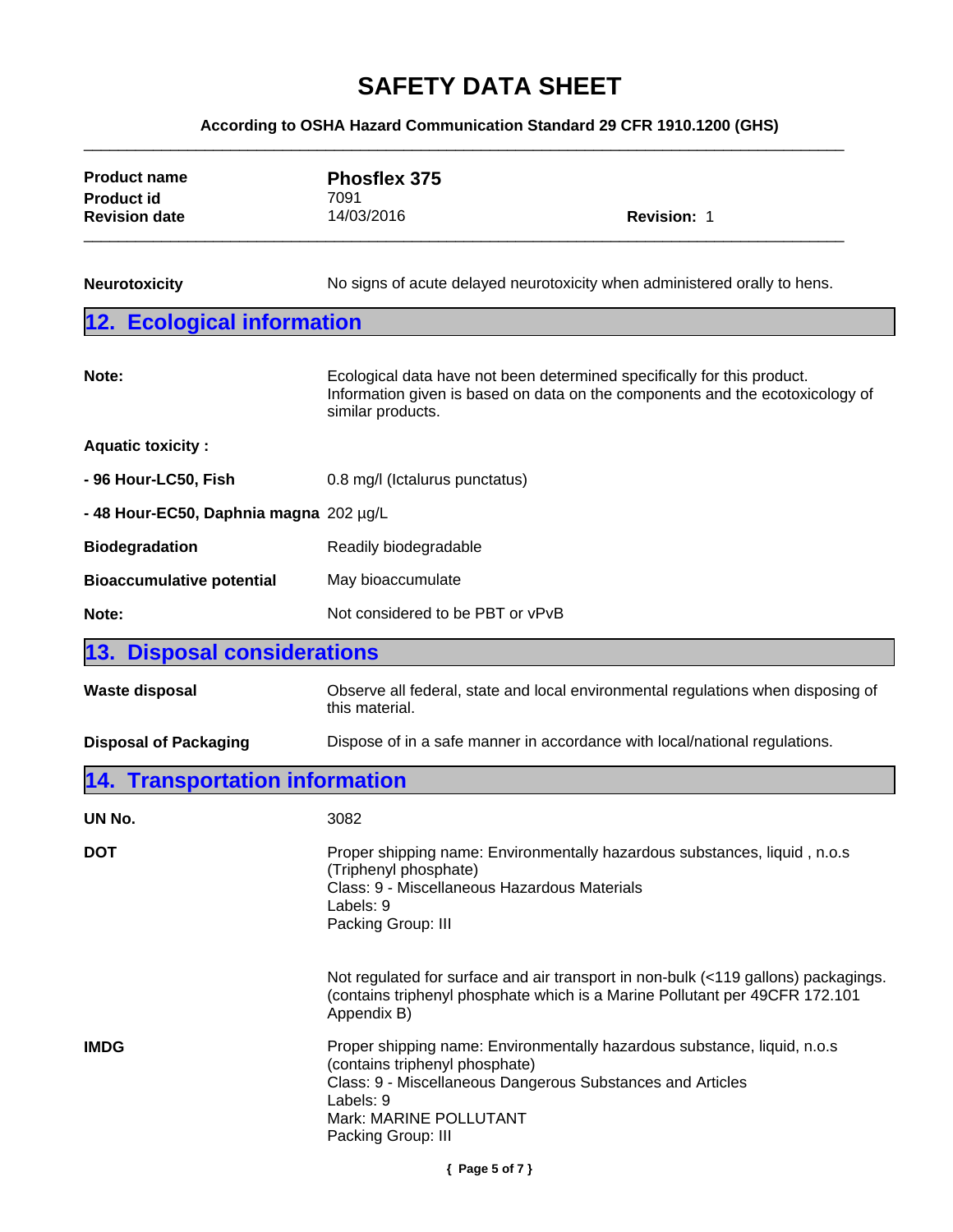| | |
|---|---|
| **Neurotoxicity** | No signs of acute delayed neurotoxicity when administered orally to hens. |

## 12. Ecological information

| | |
|---|---|
| **Note:** | Ecological data have not been determined specifically for this product. Information given is based on data on the components and the ecotoxicology of similar products. |
| **Aquatic toxicity :** | |
| **- 96 Hour-LC50, Fish** | 0.8 mg/l (Ictalurus punctatus) |
| **- 48 Hour-EC50, Daphnia magna** | 202 µg/L |
| **Biodegradation** | Readily biodegradable |
| **Bioaccumulative potential** | May bioaccumulate |
| **Note:** | Not considered to be PBT or vPvB |

## 13. Disposal considerations

| | |
|---|---|
| **Waste disposal** | Observe all federal, state and local environmental regulations when disposing of this material. |
| **Disposal of Packaging** | Dispose of in a safe manner in accordance with local/national regulations. |

## 14. Transportation information

**UN No.** 3082

**DOT**

Proper shipping name: Environmentally hazardous substances, liquid , n.o.s (Triphenyl phosphate)
Class: 9 - Miscellaneous Hazardous Materials
Labels: 9
Packing Group: III

Not regulated for surface and air transport in non-bulk (<119 gallons) packagings. (contains triphenyl phosphate which is a Marine Pollutant per 49CFR 172.101 Appendix B)

**IMDG**

Proper shipping name: Environmentally hazardous substance, liquid, n.o.s (contains triphenyl phosphate)
Class: 9 - Miscellaneous Dangerous Substances and Articles
Labels: 9
Mark: MARINE POLLUTANT
Packing Group: III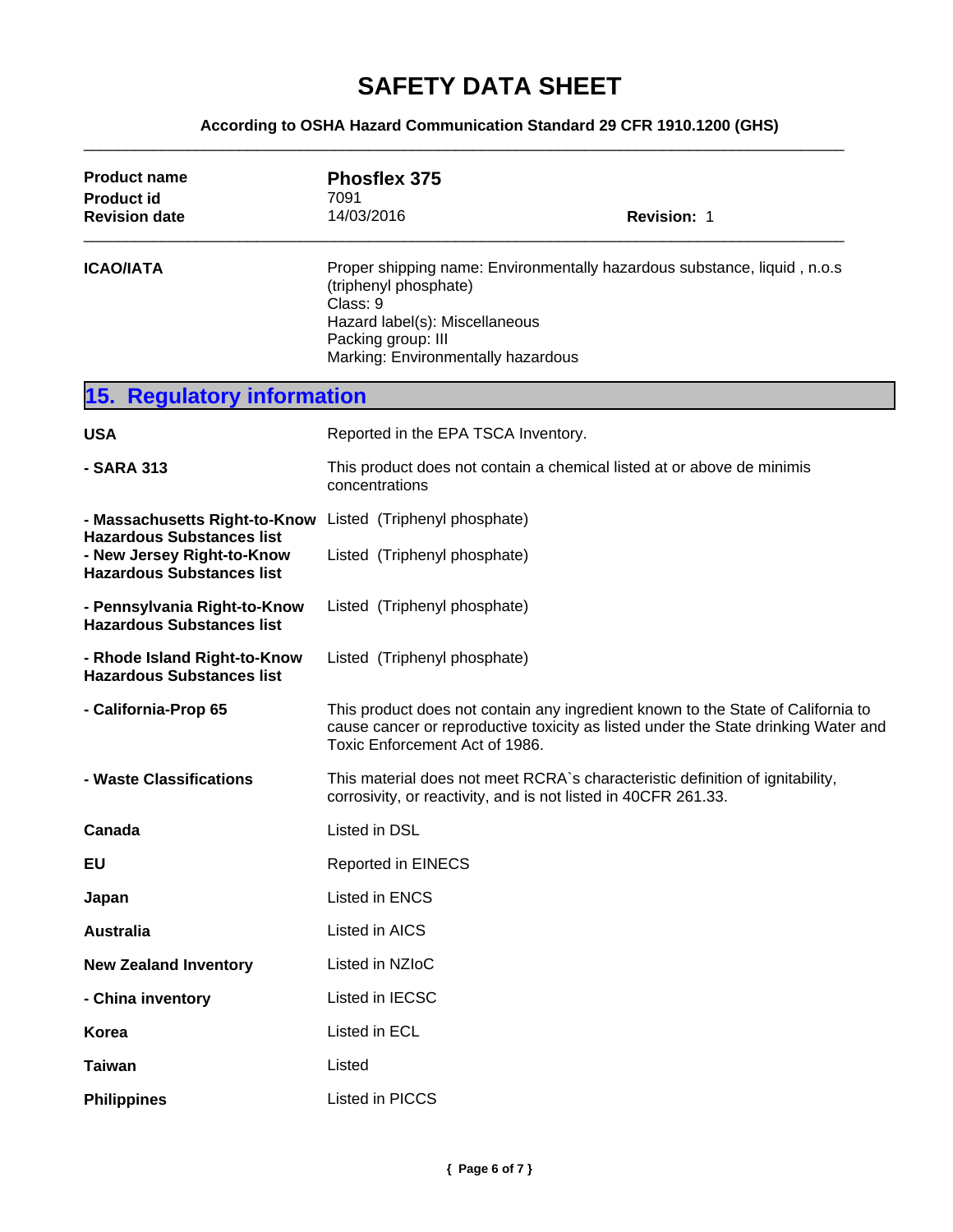# SAFETY DATA SHEET

**According to OSHA Hazard Communication Standard 29 CFR 1910.1200 (GHS)**

| | | |
|---|---|---|
| **Product name** | **Phosflex 375** | |
| **Product id** | 7091 | |
| **Revision date** | 14/03/2016 | **Revision:** 1 |

| | |
|---|---|
| **ICAO/IATA** | Proper shipping name: Environmentally hazardous substance, liquid , n.o.s (triphenyl phosphate)<br>Class: 9<br>Hazard label(s): Miscellaneous<br>Packing group: III<br>Marking: Environmentally hazardous |

## 15. Regulatory information

| | |
|---|---|
| **USA** | Reported in the EPA TSCA Inventory. |
| **- SARA 313** | This product does not contain a chemical listed at or above de minimis concentrations |
| **- Massachusetts Right-to-Know Hazardous Substances list** | Listed (Triphenyl phosphate) |
| **- New Jersey Right-to-Know Hazardous Substances list** | Listed (Triphenyl phosphate) |
| **- Pennsylvania Right-to-Know Hazardous Substances list** | Listed (Triphenyl phosphate) |
| **- Rhode Island Right-to-Know Hazardous Substances list** | Listed (Triphenyl phosphate) |
| **- California-Prop 65** | This product does not contain any ingredient known to the State of California to cause cancer or reproductive toxicity as listed under the State drinking Water and Toxic Enforcement Act of 1986. |
| **- Waste Classifications** | This material does not meet RCRA`s characteristic definition of ignitability, corrosivity, or reactivity, and is not listed in 40CFR 261.33. |
| **Canada** | Listed in DSL |
| **EU** | Reported in EINECS |
| **Japan** | Listed in ENCS |
| **Australia** | Listed in AICS |
| **New Zealand Inventory** | Listed in NZIoC |
| **- China inventory** | Listed in IECSC |
| **Korea** | Listed in ECL |
| **Taiwan** | Listed |
| **Philippines** | Listed in PICCS |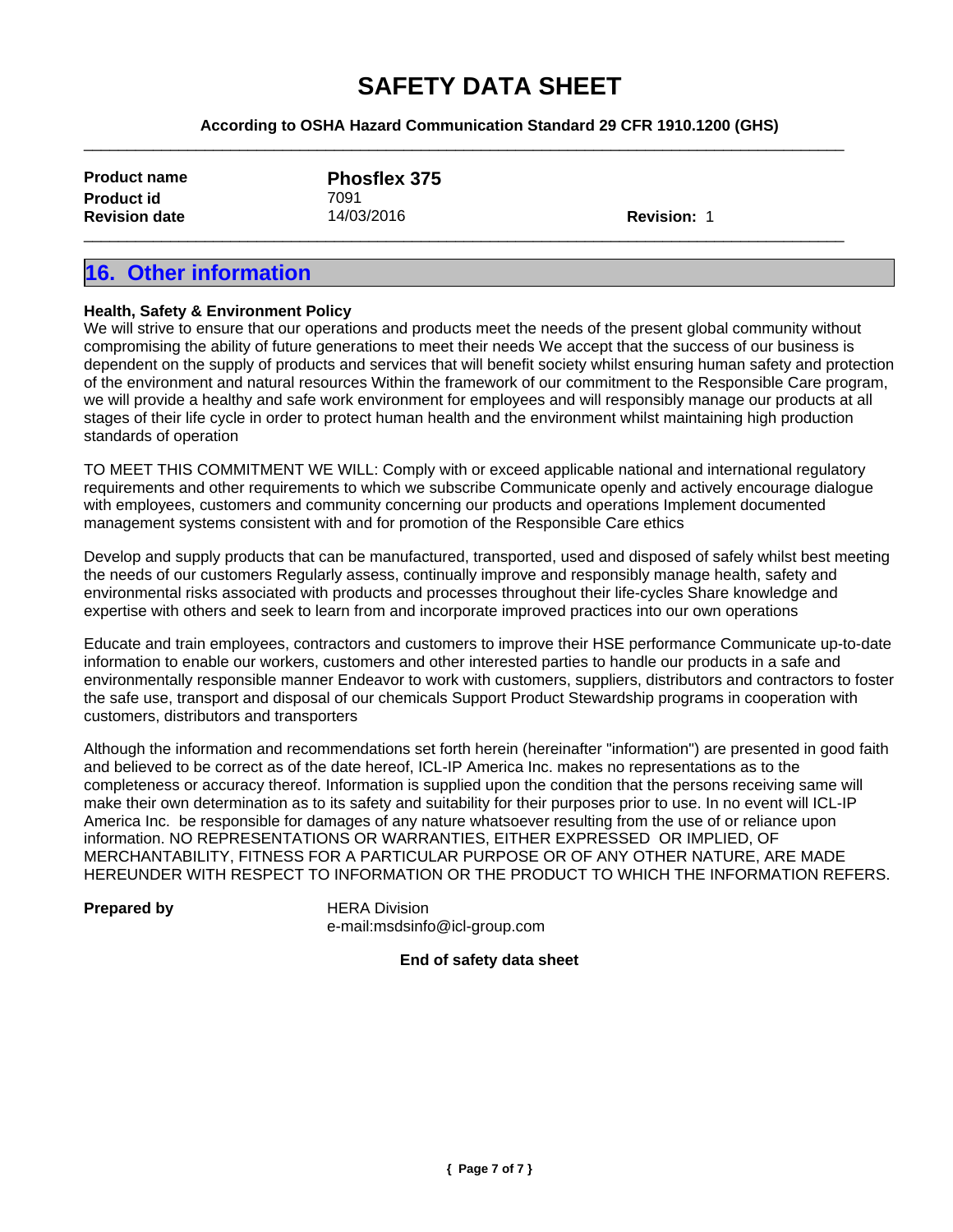# SAFETY DATA SHEET

**According to OSHA Hazard Communication Standard 29 CFR 1910.1200 (GHS)**

| | | |
|---|---|---|
| **Product name** | **Phosflex 375** | |
| **Product id** | 7091 | |
| **Revision date** | 14/03/2016 | **Revision:** 1 |

## 16. Other information

**Health, Safety & Environment Policy**

We will strive to ensure that our operations and products meet the needs of the present global community without compromising the ability of future generations to meet their needs We accept that the success of our business is dependent on the supply of products and services that will benefit society whilst ensuring human safety and protection of the environment and natural resources Within the framework of our commitment to the Responsible Care program, we will provide a healthy and safe work environment for employees and will responsibly manage our products at all stages of their life cycle in order to protect human health and the environment whilst maintaining high production standards of operation

TO MEET THIS COMMITMENT WE WILL: Comply with or exceed applicable national and international regulatory requirements and other requirements to which we subscribe Communicate openly and actively encourage dialogue with employees, customers and community concerning our products and operations Implement documented management systems consistent with and for promotion of the Responsible Care ethics

Develop and supply products that can be manufactured, transported, used and disposed of safely whilst best meeting the needs of our customers Regularly assess, continually improve and responsibly manage health, safety and environmental risks associated with products and processes throughout their life-cycles Share knowledge and expertise with others and seek to learn from and incorporate improved practices into our own operations

Educate and train employees, contractors and customers to improve their HSE performance Communicate up-to-date information to enable our workers, customers and other interested parties to handle our products in a safe and environmentally responsible manner Endeavor to work with customers, suppliers, distributors and contractors to foster the safe use, transport and disposal of our chemicals Support Product Stewardship programs in cooperation with customers, distributors and transporters

Although the information and recommendations set forth herein (hereinafter "information") are presented in good faith and believed to be correct as of the date hereof, ICL-IP America Inc. makes no representations as to the completeness or accuracy thereof. Information is supplied upon the condition that the persons receiving same will make their own determination as to its safety and suitability for their purposes prior to use. In no event will ICL-IP America Inc. be responsible for damages of any nature whatsoever resulting from the use of or reliance upon information. NO REPRESENTATIONS OR WARRANTIES, EITHER EXPRESSED OR IMPLIED, OF MERCHANTABILITY, FITNESS FOR A PARTICULAR PURPOSE OR OF ANY OTHER NATURE, ARE MADE HEREUNDER WITH RESPECT TO INFORMATION OR THE PRODUCT TO WHICH THE INFORMATION REFERS.

**Prepared by** HERA Division
e-mail:msdsinfo@icl-group.com

**End of safety data sheet**